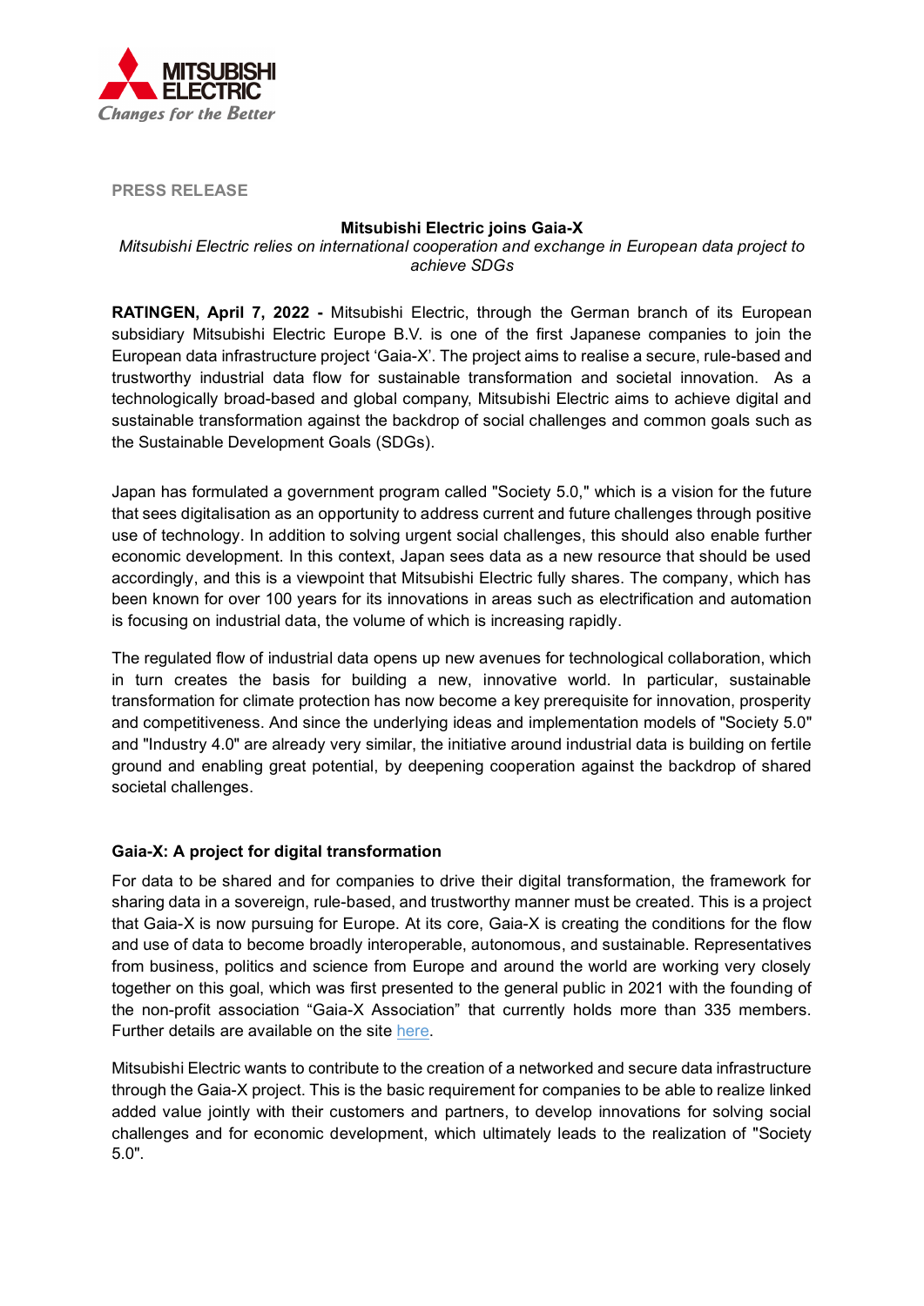PRESS RELEASE

# Mitsubishi Electric joins Gaia-X

*Mitsubishi Electric relies on international cooperation and exchange in European data project to achieve SDGs*

**RATINGEN, April 7, 2022 -** Mitsubishi Electric, through the German branch of its European subsidiary Mitsubishi Electric Europe B.V. is one of the first Japanese companies to join the European data infrastructure project 'Gaia-X'. The project aims to realise a secure, rule-based and trustworthy industrial data flow for sustainable transformation and societal innovation. As a technologically broad-based and global company, Mitsubishi Electric aims to achieve digital and sustainable transformation against the backdrop of social challenges and common goals such as the Sustainable Development Goals (SDGs).

Japan has formulated a government program called "Society 5.0," which is a vision for the future that sees digitalisation as an opportunity to address current and future challenges through positive use of technology. In addition to solving urgent social challenges, this should also enable further economic development. In this context, Japan sees data as a new resource that should be used accordingly, and this is a viewpoint that Mitsubishi Electric fully shares. The company, which has been known for over 100 years for its innovations in areas such as electrification and automation is focusing on industrial data, the volume of which is increasing rapidly.

The regulated flow of industrial data opens up new avenues for technological collaboration, which in turn creates the basis for building a new, innovative world. In particular, sustainable transformation for climate protection has now become a key prerequisite for innovation, prosperity and competitiveness. And since the underlying ideas and implementation models of "Society 5.0" and "Industry 4.0" are already very similar, the initiative around industrial data is building on fertile ground and enabling great potential, by deepening cooperation against the backdrop of shared societal challenges.

## Gaia-X: A project for digital transformation

For data to be shared and for companies to drive their digital transformation, the framework for sharing data in a sovereign, rule-based, and trustworthy manner must be created. This is a project that Gaia-X is now pursuing for Europe. At its core, Gaia-X is creating the conditions for the flow and use of data to become broadly interoperable, autonomous, and sustainable. Representatives from business, politics and science from Europe and around the world are working very closely together on this goal, which was first presented to the general public in 2021 with the founding of the non-profit association "Gaia-X Association" that currently holds more than 335 members. Further details are available on the site here.

Mitsubishi Electric wants to contribute to the creation of a networked and secure data infrastructure through the Gaia-X project. This is the basic requirement for companies to be able to realize linked added value jointly with their customers and partners, to develop innovations for solving social challenges and for economic development, which ultimately leads to the realization of "Society 5.0".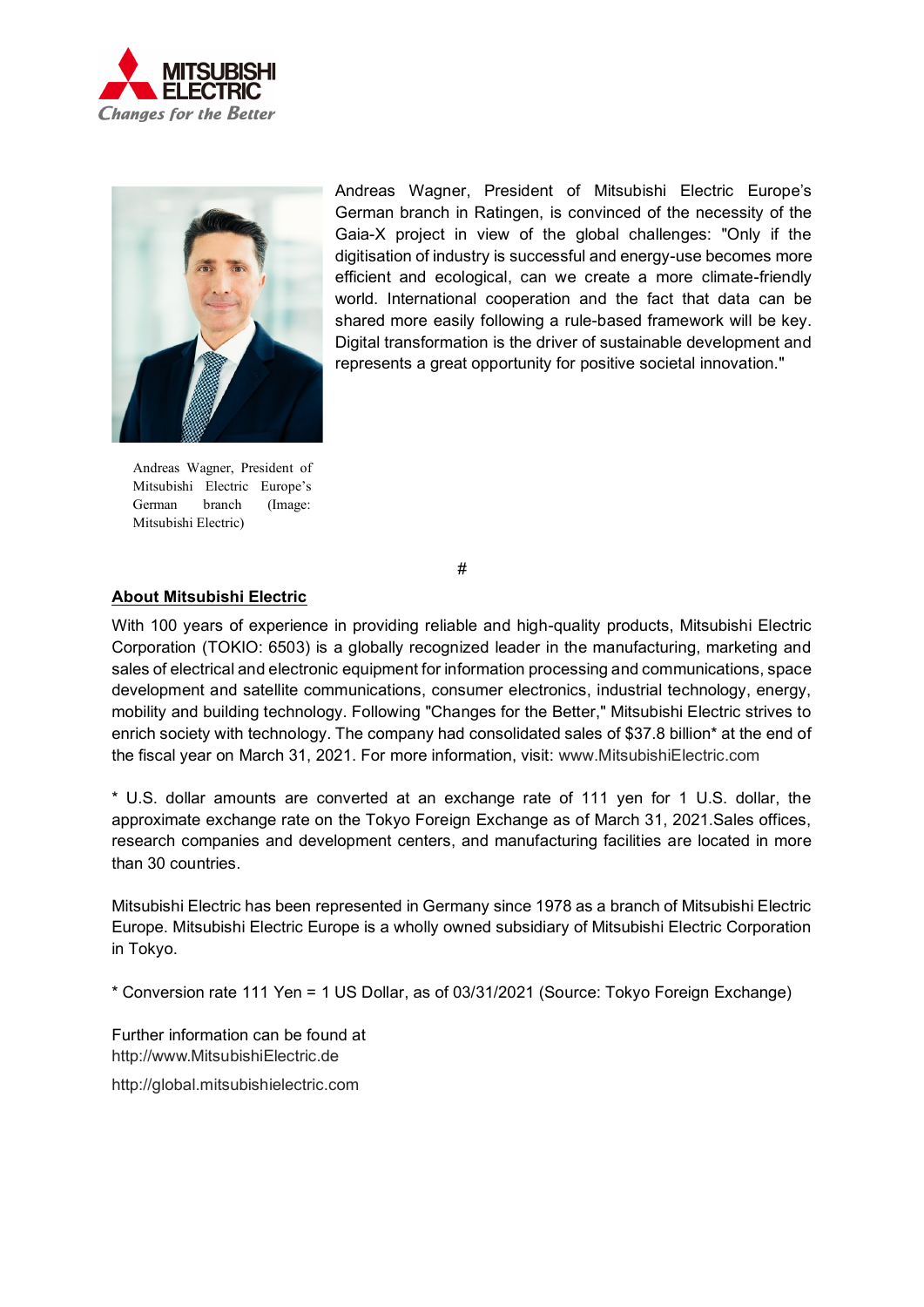Andreas Wagner, President of Mitsubishi Electric Europe's German branch in Ratingen, is convinced of the necessity of the Gaia-X project in view of the global challenges: "Only if the digitisation of industry is successful and energy-use becomes more efficient and ecological, can we create a more climate-friendly world. International cooperation and the fact that data can be shared more easily following a rule-based framework will be key. Digital transformation is the driver of sustainable development and represents a great opportunity for positive societal innovation."

Andreas Wagner, President of Mitsubishi Electric Europe's German branch (Image: Mitsubishi Electric)

#

**About Mitsubishi Electric**

With 100 years of experience in providing reliable and high-quality products, Mitsubishi Electric Corporation (TOKIO: 6503) is a globally recognized leader in the manufacturing, marketing and sales of electrical and electronic equipment for information processing and communications, space development and satellite communications, consumer electronics, industrial technology, energy, mobility and building technology. Following "Changes for the Better," Mitsubishi Electric strives to enrich society with technology. The company had consolidated sales of $37.8 billion* at the end of the fiscal year on March 31, 2021. For more information, visit: www.MitsubishiElectric.com

* U.S. dollar amounts are converted at an exchange rate of 111 yen for 1 U.S. dollar, the approximate exchange rate on the Tokyo Foreign Exchange as of March 31, 2021.Sales offices, research companies and development centers, and manufacturing facilities are located in more than 30 countries.

Mitsubishi Electric has been represented in Germany since 1978 as a branch of Mitsubishi Electric Europe. Mitsubishi Electric Europe is a wholly owned subsidiary of Mitsubishi Electric Corporation in Tokyo.

* Conversion rate 111 Yen = 1 US Dollar, as of 03/31/2021 (Source: Tokyo Foreign Exchange)

Further information can be found at
http://www.MitsubishiElectric.de
http://global.mitsubishielectric.com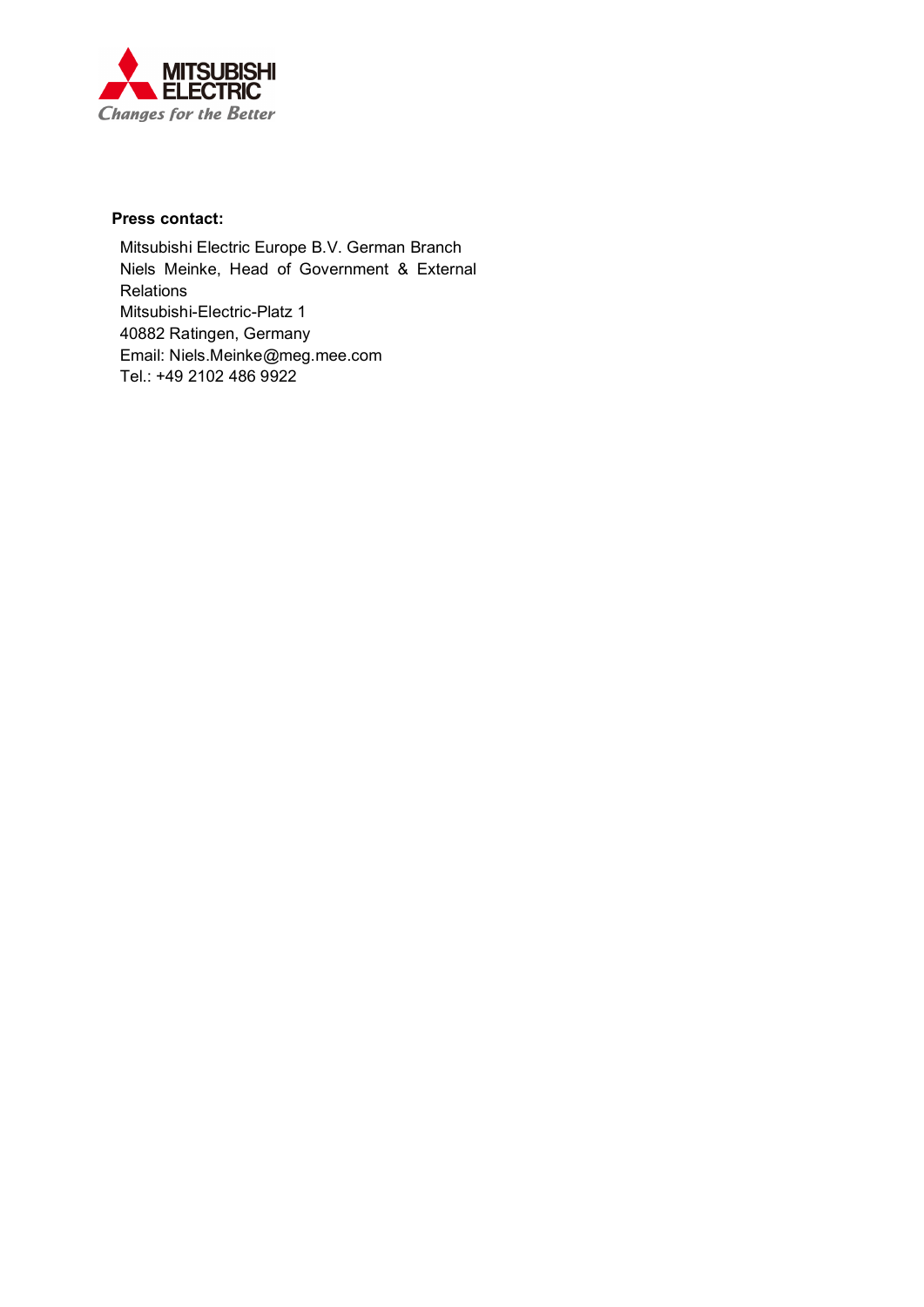**Press contact:**

Mitsubishi Electric Europe B.V. German Branch
Niels Meinke, Head of Government & External Relations
Mitsubishi-Electric-Platz 1
40882 Ratingen, Germany
Email: Niels.Meinke@meg.mee.com
Tel.: +49 2102 486 9922